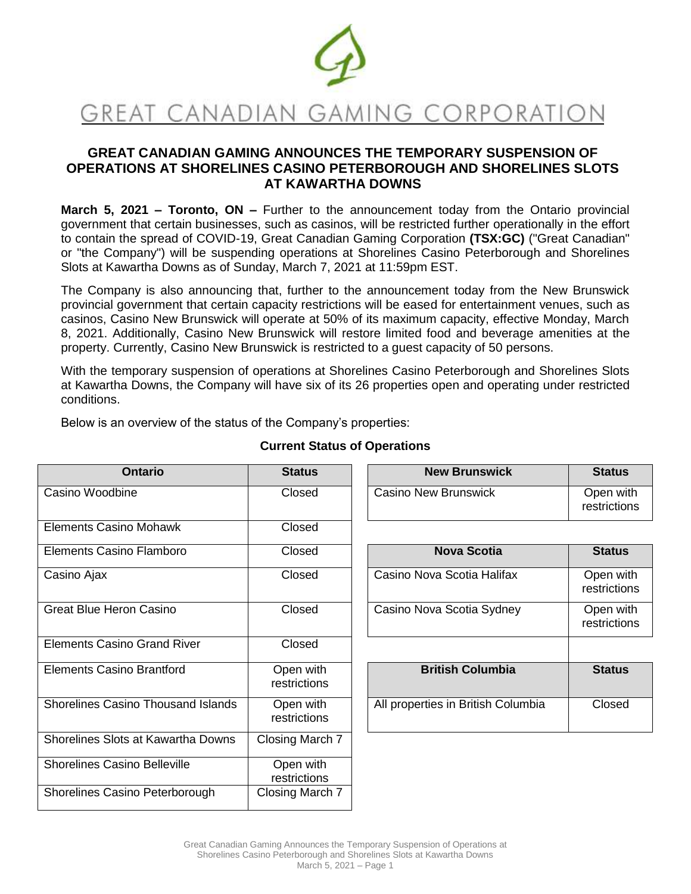# GREAT CANADIAN GAMING CORPORATION

## GREAT CANADIAN GAMING ANNOUNCES THE TEMPORARY SUSPENSION OF OPERATIONS AT SHORELINES CASINO PETERBOROUGH AND SHORELINES SLOTS AT KAWARTHA DOWNS

**March 5, 2021 – Toronto, ON –** Further to the announcement today from the Ontario provincial government that certain businesses, such as casinos, will be restricted further operationally in the effort to contain the spread of COVID-19, Great Canadian Gaming Corporation **(TSX:GC)** ("Great Canadian" or "the Company") will be suspending operations at Shorelines Casino Peterborough and Shorelines Slots at Kawartha Downs as of Sunday, March 7, 2021 at 11:59pm EST.

The Company is also announcing that, further to the announcement today from the New Brunswick provincial government that certain capacity restrictions will be eased for entertainment venues, such as casinos, Casino New Brunswick will operate at 50% of its maximum capacity, effective Monday, March 8, 2021. Additionally, Casino New Brunswick will restore limited food and beverage amenities at the property. Currently, Casino New Brunswick is restricted to a guest capacity of 50 persons.

With the temporary suspension of operations at Shorelines Casino Peterborough and Shorelines Slots at Kawartha Downs, the Company will have six of its 26 properties open and operating under restricted conditions.

Below is an overview of the status of the Company's properties:

**Current Status of Operations**

| Ontario | Status |
|---|---|
| Casino Woodbine | Closed |
| Elements Casino Mohawk | Closed |
| Elements Casino Flamboro | Closed |
| Casino Ajax | Closed |
| Great Blue Heron Casino | Closed |
| Elements Casino Grand River | Closed |
| Elements Casino Brantford | Open with restrictions |
| Shorelines Casino Thousand Islands | Open with restrictions |
| Shorelines Slots at Kawartha Downs | Closing March 7 |
| Shorelines Casino Belleville | Open with restrictions |
| Shorelines Casino Peterborough | Closing March 7 |

| New Brunswick | Status |
|---|---|
| Casino New Brunswick | Open with restrictions |

| Nova Scotia | Status |
|---|---|
| Casino Nova Scotia Halifax | Open with restrictions |
| Casino Nova Scotia Sydney | Open with restrictions |

| British Columbia | Status |
|---|---|
| All properties in British Columbia | Closed |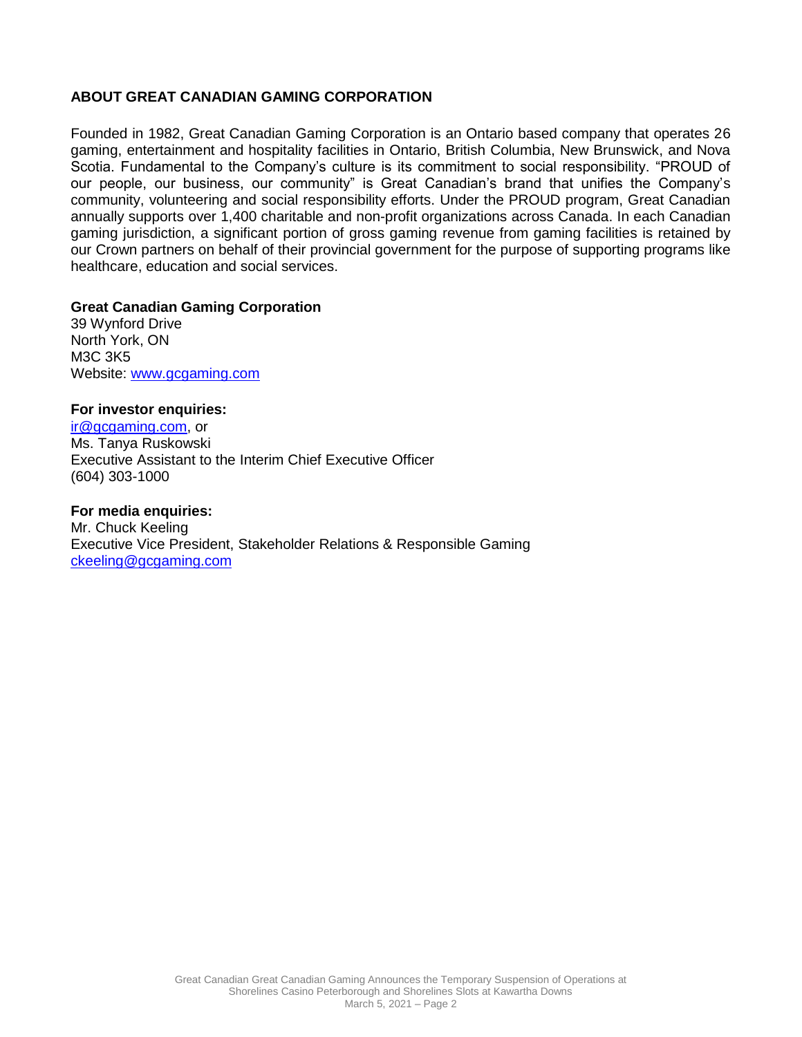## ABOUT GREAT CANADIAN GAMING CORPORATION

Founded in 1982, Great Canadian Gaming Corporation is an Ontario based company that operates 26 gaming, entertainment and hospitality facilities in Ontario, British Columbia, New Brunswick, and Nova Scotia. Fundamental to the Company's culture is its commitment to social responsibility. "PROUD of our people, our business, our community" is Great Canadian's brand that unifies the Company's community, volunteering and social responsibility efforts. Under the PROUD program, Great Canadian annually supports over 1,400 charitable and non-profit organizations across Canada. In each Canadian gaming jurisdiction, a significant portion of gross gaming revenue from gaming facilities is retained by our Crown partners on behalf of their provincial government for the purpose of supporting programs like healthcare, education and social services.

**Great Canadian Gaming Corporation**
39 Wynford Drive
North York, ON
M3C 3K5
Website: www.gcgaming.com

**For investor enquiries:**
ir@gcgaming.com, or
Ms. Tanya Ruskowski
Executive Assistant to the Interim Chief Executive Officer
(604) 303-1000

**For media enquiries:**
Mr. Chuck Keeling
Executive Vice President, Stakeholder Relations & Responsible Gaming
ckeeling@gcgaming.com